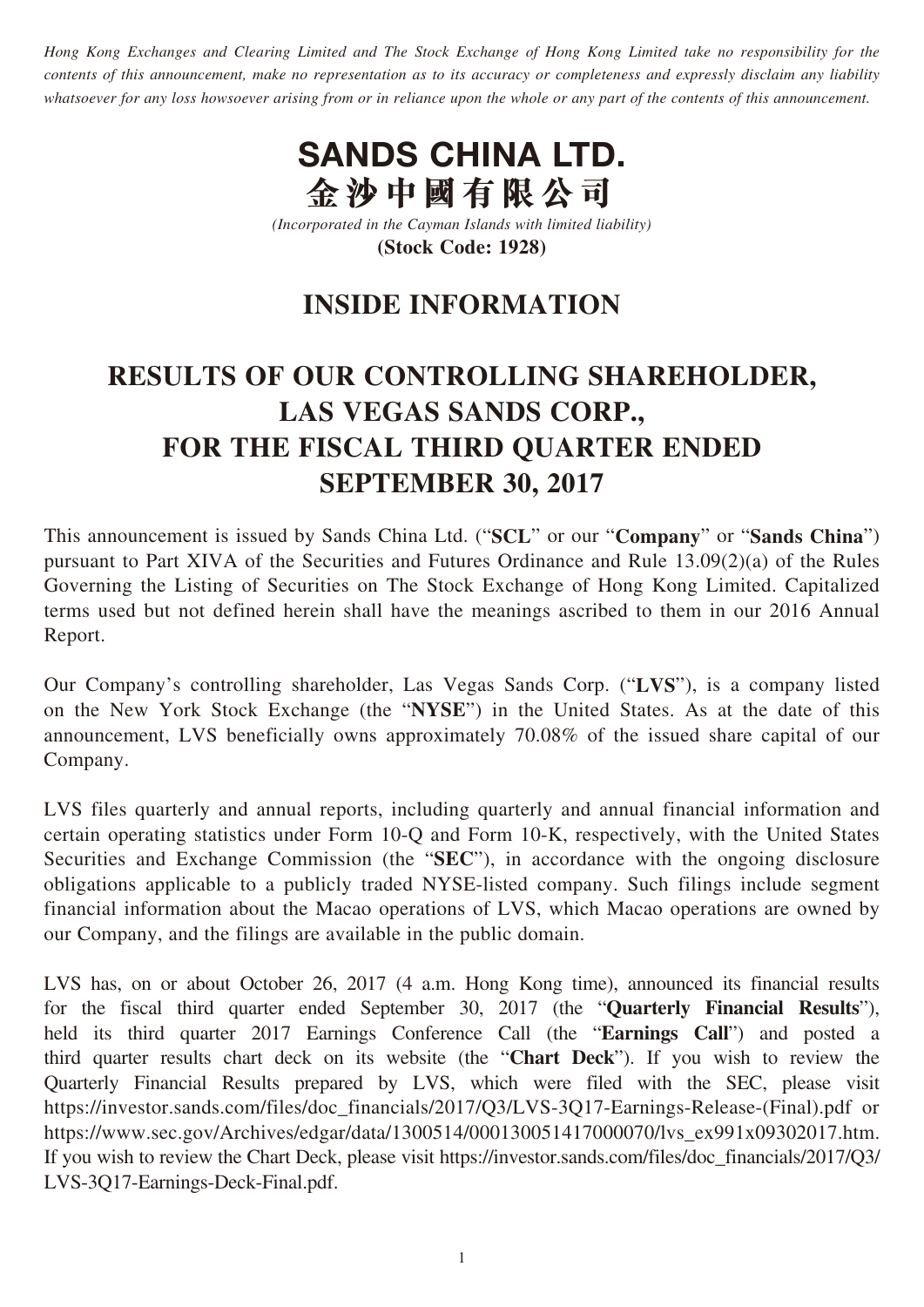*Hong Kong Exchanges and Clearing Limited and The Stock Exchange of Hong Kong Limited take no responsibility for the contents of this announcement, make no representation as to its accuracy or completeness and expressly disclaim any liability whatsoever for any loss howsoever arising from or in reliance upon the whole or any part of the contents of this announcement.*

# SANDS CHINA LTD.
# 金沙中國有限公司

*(Incorporated in the Cayman Islands with limited liability)*
**(Stock Code: 1928)**

## INSIDE INFORMATION

## RESULTS OF OUR CONTROLLING SHAREHOLDER, LAS VEGAS SANDS CORP., FOR THE FISCAL THIRD QUARTER ENDED SEPTEMBER 30, 2017

This announcement is issued by Sands China Ltd. ("**SCL**" or our "**Company**" or "**Sands China**") pursuant to Part XIVA of the Securities and Futures Ordinance and Rule 13.09(2)(a) of the Rules Governing the Listing of Securities on The Stock Exchange of Hong Kong Limited. Capitalized terms used but not defined herein shall have the meanings ascribed to them in our 2016 Annual Report.

Our Company's controlling shareholder, Las Vegas Sands Corp. ("**LVS**"), is a company listed on the New York Stock Exchange (the "**NYSE**") in the United States. As at the date of this announcement, LVS beneficially owns approximately 70.08% of the issued share capital of our Company.

LVS files quarterly and annual reports, including quarterly and annual financial information and certain operating statistics under Form 10-Q and Form 10-K, respectively, with the United States Securities and Exchange Commission (the "**SEC**"), in accordance with the ongoing disclosure obligations applicable to a publicly traded NYSE-listed company. Such filings include segment financial information about the Macao operations of LVS, which Macao operations are owned by our Company, and the filings are available in the public domain.

LVS has, on or about October 26, 2017 (4 a.m. Hong Kong time), announced its financial results for the fiscal third quarter ended September 30, 2017 (the "**Quarterly Financial Results**"), held its third quarter 2017 Earnings Conference Call (the "**Earnings Call**") and posted a third quarter results chart deck on its website (the "**Chart Deck**"). If you wish to review the Quarterly Financial Results prepared by LVS, which were filed with the SEC, please visit https://investor.sands.com/files/doc_financials/2017/Q3/LVS-3Q17-Earnings-Release-(Final).pdf or https://www.sec.gov/Archives/edgar/data/1300514/000130051417000070/lvs_ex991x09302017.htm. If you wish to review the Chart Deck, please visit https://investor.sands.com/files/doc_financials/2017/Q3/LVS-3Q17-Earnings-Deck-Final.pdf.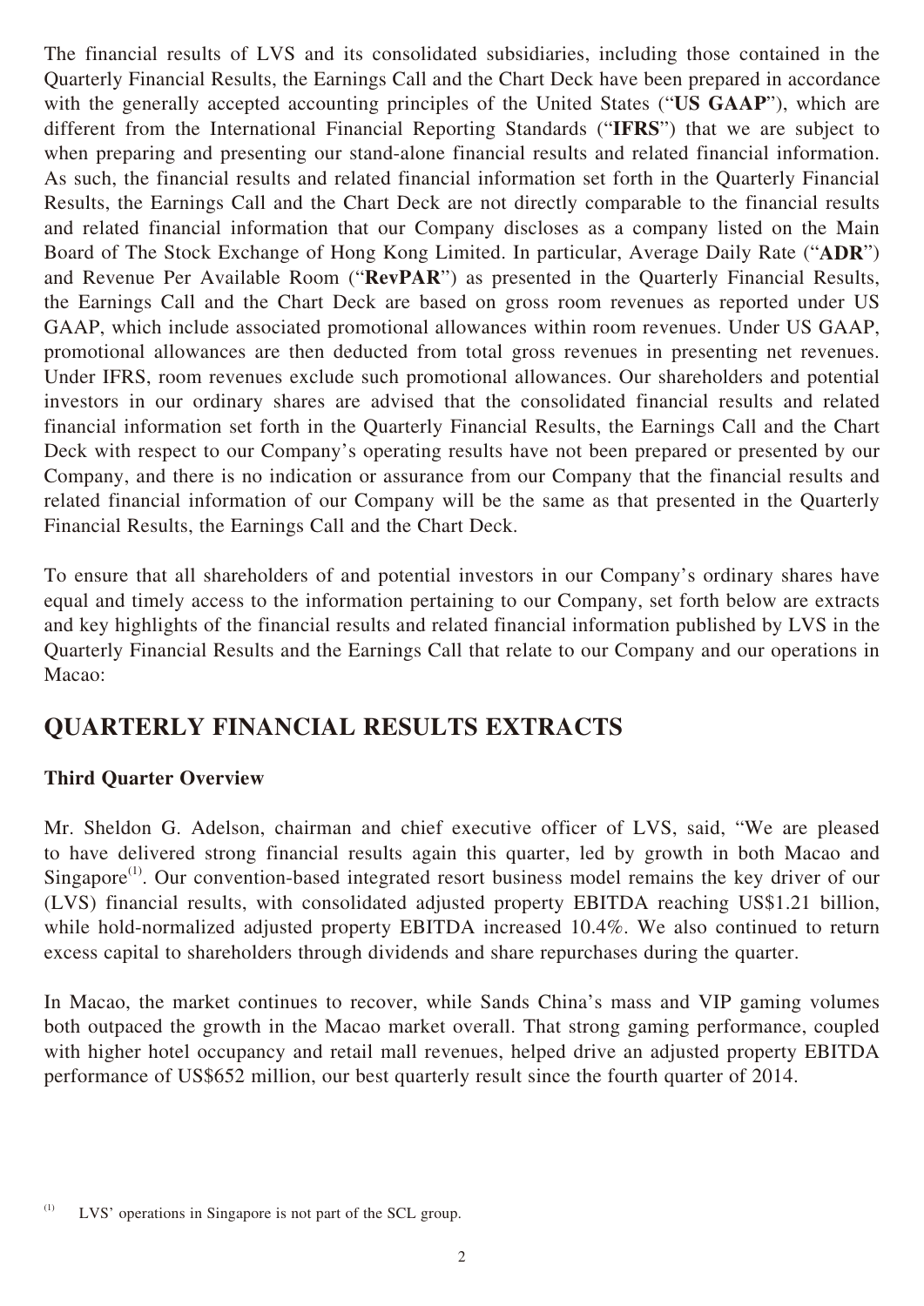The financial results of LVS and its consolidated subsidiaries, including those contained in the Quarterly Financial Results, the Earnings Call and the Chart Deck have been prepared in accordance with the generally accepted accounting principles of the United States ("**US GAAP**"), which are different from the International Financial Reporting Standards ("**IFRS**") that we are subject to when preparing and presenting our stand-alone financial results and related financial information. As such, the financial results and related financial information set forth in the Quarterly Financial Results, the Earnings Call and the Chart Deck are not directly comparable to the financial results and related financial information that our Company discloses as a company listed on the Main Board of The Stock Exchange of Hong Kong Limited. In particular, Average Daily Rate ("**ADR**") and Revenue Per Available Room ("**RevPAR**") as presented in the Quarterly Financial Results, the Earnings Call and the Chart Deck are based on gross room revenues as reported under US GAAP, which include associated promotional allowances within room revenues. Under US GAAP, promotional allowances are then deducted from total gross revenues in presenting net revenues. Under IFRS, room revenues exclude such promotional allowances. Our shareholders and potential investors in our ordinary shares are advised that the consolidated financial results and related financial information set forth in the Quarterly Financial Results, the Earnings Call and the Chart Deck with respect to our Company's operating results have not been prepared or presented by our Company, and there is no indication or assurance from our Company that the financial results and related financial information of our Company will be the same as that presented in the Quarterly Financial Results, the Earnings Call and the Chart Deck.

To ensure that all shareholders of and potential investors in our Company's ordinary shares have equal and timely access to the information pertaining to our Company, set forth below are extracts and key highlights of the financial results and related financial information published by LVS in the Quarterly Financial Results and the Earnings Call that relate to our Company and our operations in Macao:

## QUARTERLY FINANCIAL RESULTS EXTRACTS

### Third Quarter Overview

Mr. Sheldon G. Adelson, chairman and chief executive officer of LVS, said, "We are pleased to have delivered strong financial results again this quarter, led by growth in both Macao and Singapore[1]. Our convention-based integrated resort business model remains the key driver of our (LVS) financial results, with consolidated adjusted property EBITDA reaching US$1.21 billion, while hold-normalized adjusted property EBITDA increased 10.4%. We also continued to return excess capital to shareholders through dividends and share repurchases during the quarter.

In Macao, the market continues to recover, while Sands China's mass and VIP gaming volumes both outpaced the growth in the Macao market overall. That strong gaming performance, coupled with higher hotel occupancy and retail mall revenues, helped drive an adjusted property EBITDA performance of US$652 million, our best quarterly result since the fourth quarter of 2014.

[1] LVS' operations in Singapore is not part of the SCL group.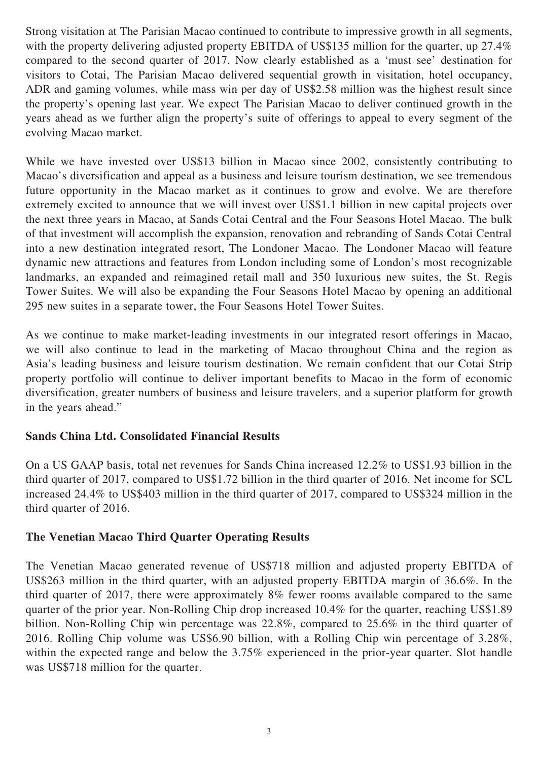Strong visitation at The Parisian Macao continued to contribute to impressive growth in all segments, with the property delivering adjusted property EBITDA of US$135 million for the quarter, up 27.4% compared to the second quarter of 2017. Now clearly established as a 'must see' destination for visitors to Cotai, The Parisian Macao delivered sequential growth in visitation, hotel occupancy, ADR and gaming volumes, while mass win per day of US$2.58 million was the highest result since the property's opening last year. We expect The Parisian Macao to deliver continued growth in the years ahead as we further align the property's suite of offerings to appeal to every segment of the evolving Macao market.

While we have invested over US$13 billion in Macao since 2002, consistently contributing to Macao's diversification and appeal as a business and leisure tourism destination, we see tremendous future opportunity in the Macao market as it continues to grow and evolve. We are therefore extremely excited to announce that we will invest over US$1.1 billion in new capital projects over the next three years in Macao, at Sands Cotai Central and the Four Seasons Hotel Macao. The bulk of that investment will accomplish the expansion, renovation and rebranding of Sands Cotai Central into a new destination integrated resort, The Londoner Macao. The Londoner Macao will feature dynamic new attractions and features from London including some of London's most recognizable landmarks, an expanded and reimagined retail mall and 350 luxurious new suites, the St. Regis Tower Suites. We will also be expanding the Four Seasons Hotel Macao by opening an additional 295 new suites in a separate tower, the Four Seasons Hotel Tower Suites.

As we continue to make market-leading investments in our integrated resort offerings in Macao, we will also continue to lead in the marketing of Macao throughout China and the region as Asia's leading business and leisure tourism destination. We remain confident that our Cotai Strip property portfolio will continue to deliver important benefits to Macao in the form of economic diversification, greater numbers of business and leisure travelers, and a superior platform for growth in the years ahead."

**Sands China Ltd. Consolidated Financial Results**

On a US GAAP basis, total net revenues for Sands China increased 12.2% to US$1.93 billion in the third quarter of 2017, compared to US$1.72 billion in the third quarter of 2016. Net income for SCL increased 24.4% to US$403 million in the third quarter of 2017, compared to US$324 million in the third quarter of 2016.

**The Venetian Macao Third Quarter Operating Results**

The Venetian Macao generated revenue of US$718 million and adjusted property EBITDA of US$263 million in the third quarter, with an adjusted property EBITDA margin of 36.6%. In the third quarter of 2017, there were approximately 8% fewer rooms available compared to the same quarter of the prior year. Non-Rolling Chip drop increased 10.4% for the quarter, reaching US$1.89 billion. Non-Rolling Chip win percentage was 22.8%, compared to 25.6% in the third quarter of 2016. Rolling Chip volume was US$6.90 billion, with a Rolling Chip win percentage of 3.28%, within the expected range and below the 3.75% experienced in the prior-year quarter. Slot handle was US$718 million for the quarter.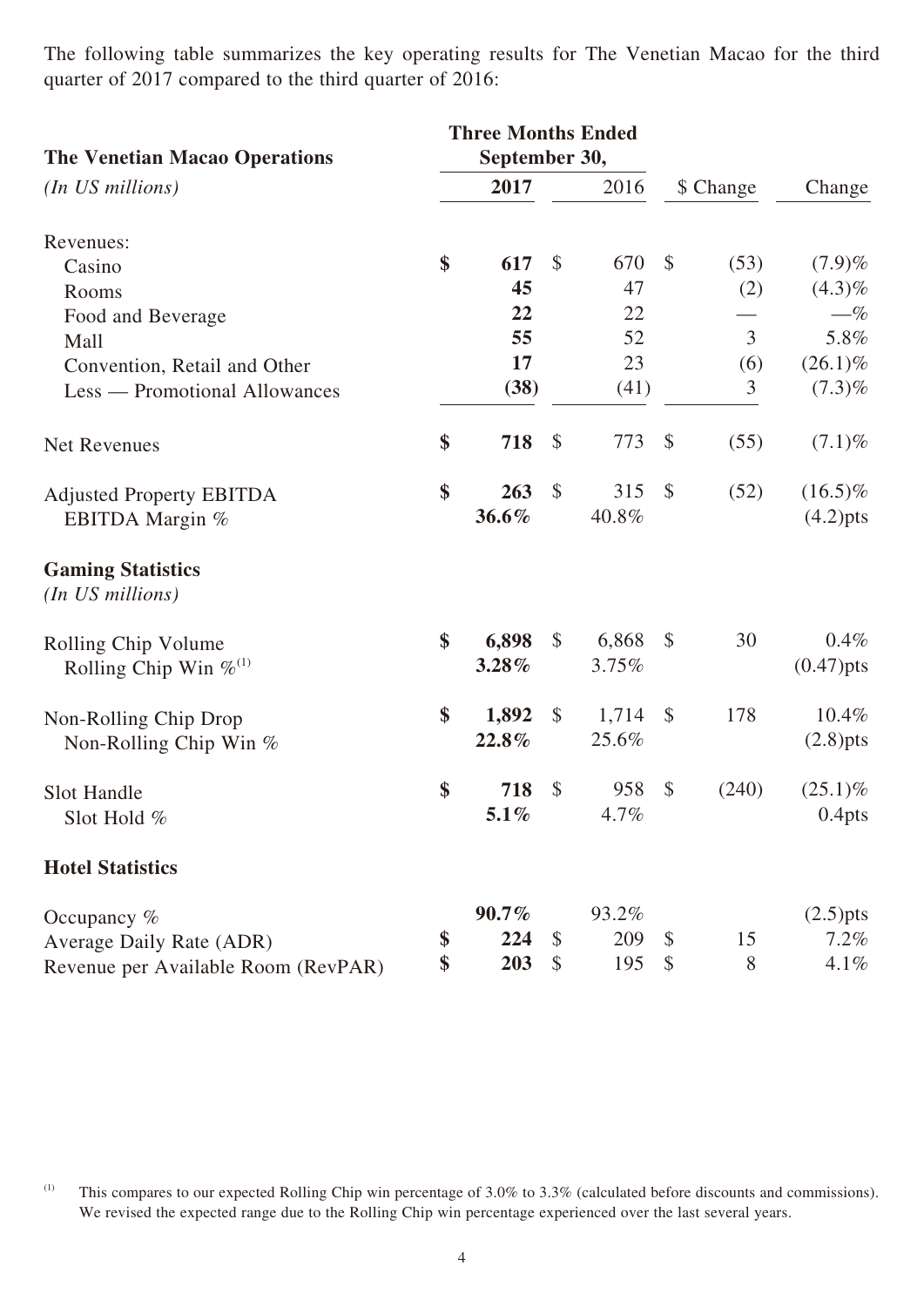The following table summarizes the key operating results for The Venetian Macao for the third quarter of 2017 compared to the third quarter of 2016:

| **The Venetian Macao Operations** | **Three Months Ended September 30,** | | | |
|---|---|---|---|---|
| *(In US millions)* | **2017** | 2016 | $ Change | Change |
| Revenues: | | | | |
| Casino | **$ 617** | $ 670 | $ (53) | (7.9)% |
| Rooms | **45** | 47 | (2) | (4.3)% |
| Food and Beverage | **22** | 22 | — | —% |
| Mall | **55** | 52 | 3 | 5.8% |
| Convention, Retail and Other | **17** | 23 | (6) | (26.1)% |
| Less — Promotional Allowances | **(38)** | (41) | 3 | (7.3)% |
| Net Revenues | **$ 718** | $ 773 | $ (55) | (7.1)% |
| Adjusted Property EBITDA | **$ 263** | $ 315 | $ (52) | (16.5)% |
| EBITDA Margin % | **36.6%** | 40.8% | | (4.2)pts |
| **Gaming Statistics** *(In US millions)* | | | | |
| Rolling Chip Volume | **$ 6,898** | $ 6,868 | $ 30 | 0.4% |
| Rolling Chip Win %[(1)] | **3.28%** | 3.75% | | (0.47)pts |
| Non-Rolling Chip Drop | **$ 1,892** | $ 1,714 | $ 178 | 10.4% |
| Non-Rolling Chip Win % | **22.8%** | 25.6% | | (2.8)pts |
| Slot Handle | **$ 718** | $ 958 | $ (240) | (25.1)% |
| Slot Hold % | **5.1%** | 4.7% | | 0.4pts |
| **Hotel Statistics** | | | | |
| Occupancy % | **90.7%** | 93.2% | | (2.5)pts |
| Average Daily Rate (ADR) | **$ 224** | $ 209 | $ 15 | 7.2% |
| Revenue per Available Room (RevPAR) | **$ 203** | $ 195 | $ 8 | 4.1% |

(1) This compares to our expected Rolling Chip win percentage of 3.0% to 3.3% (calculated before discounts and commissions). We revised the expected range due to the Rolling Chip win percentage experienced over the last several years.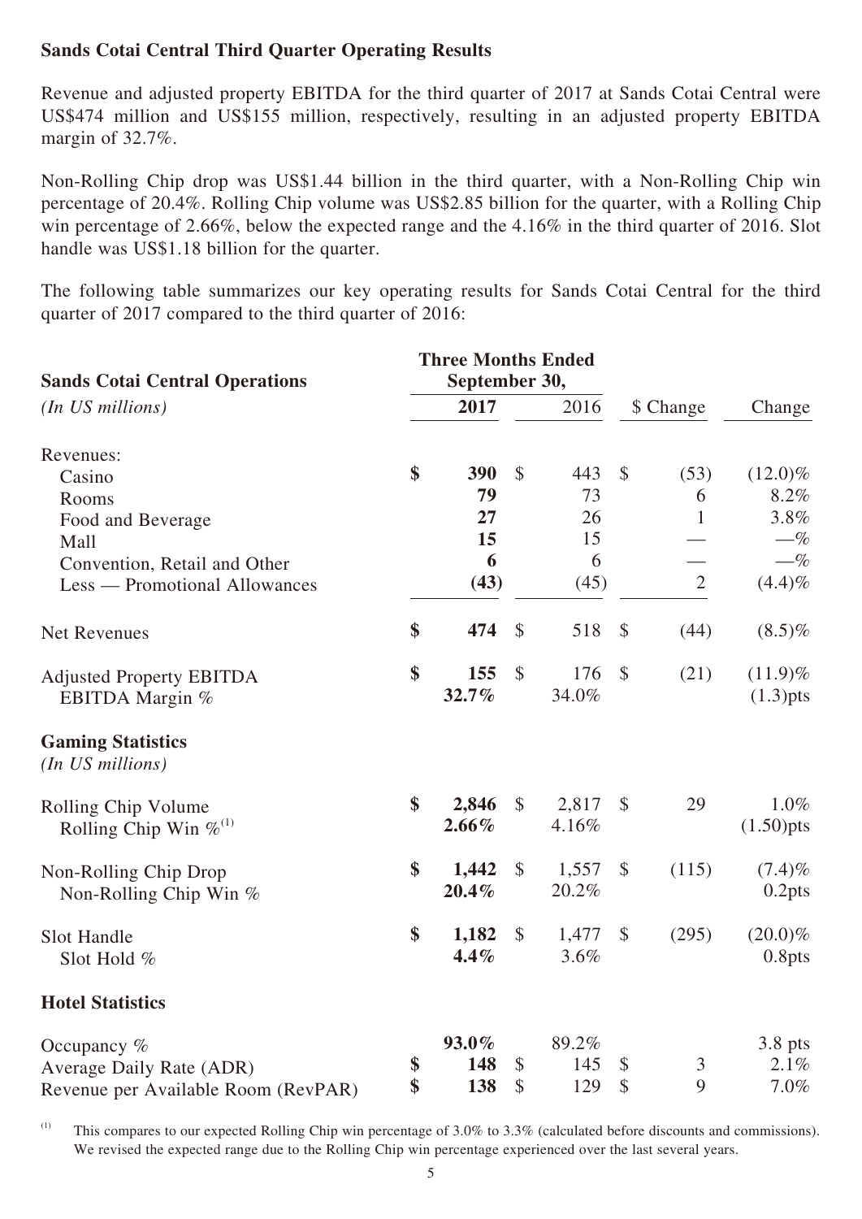**Sands Cotai Central Third Quarter Operating Results**

Revenue and adjusted property EBITDA for the third quarter of 2017 at Sands Cotai Central were US$474 million and US$155 million, respectively, resulting in an adjusted property EBITDA margin of 32.7%.

Non-Rolling Chip drop was US$1.44 billion in the third quarter, with a Non-Rolling Chip win percentage of 20.4%. Rolling Chip volume was US$2.85 billion for the quarter, with a Rolling Chip win percentage of 2.66%, below the expected range and the 4.16% in the third quarter of 2016. Slot handle was US$1.18 billion for the quarter.

The following table summarizes our key operating results for Sands Cotai Central for the third quarter of 2017 compared to the third quarter of 2016:

| **Sands Cotai Central Operations** | **Three Months Ended September 30,** | | | |
|---|---|---|---|---|
| *(In US millions)* | **2017** | 2016 | $ Change | Change |
| Revenues: | | | | |
| Casino | **$ 390** | $ 443 | $ (53) | (12.0)% |
| Rooms | **79** | 73 | 6 | 8.2% |
| Food and Beverage | **27** | 26 | 1 | 3.8% |
| Mall | **15** | 15 | — | —% |
| Convention, Retail and Other | **6** | 6 | — | —% |
| Less — Promotional Allowances | **(43)** | (45) | 2 | (4.4)% |
| Net Revenues | **$ 474** | $ 518 | $ (44) | (8.5)% |
| Adjusted Property EBITDA | **$ 155** | $ 176 | $ (21) | (11.9)% |
| EBITDA Margin % | **32.7%** | 34.0% | | (1.3)pts |
| **Gaming Statistics** | | | | |
| *(In US millions)* | | | | |
| Rolling Chip Volume | **$ 2,846** | $ 2,817 | $ 29 | 1.0% |
| Rolling Chip Win %[(1)] | **2.66%** | 4.16% | | (1.50)pts |
| Non-Rolling Chip Drop | **$ 1,442** | $ 1,557 | $ (115) | (7.4)% |
| Non-Rolling Chip Win % | **20.4%** | 20.2% | | 0.2pts |
| Slot Handle | **$ 1,182** | $ 1,477 | $ (295) | (20.0)% |
| Slot Hold % | **4.4%** | 3.6% | | 0.8pts |
| **Hotel Statistics** | | | | |
| Occupancy % | **93.0%** | 89.2% | | 3.8 pts |
| Average Daily Rate (ADR) | **$ 148** | $ 145 | $ 3 | 2.1% |
| Revenue per Available Room (RevPAR) | **$ 138** | $ 129 | $ 9 | 7.0% |

(1) This compares to our expected Rolling Chip win percentage of 3.0% to 3.3% (calculated before discounts and commissions). We revised the expected range due to the Rolling Chip win percentage experienced over the last several years.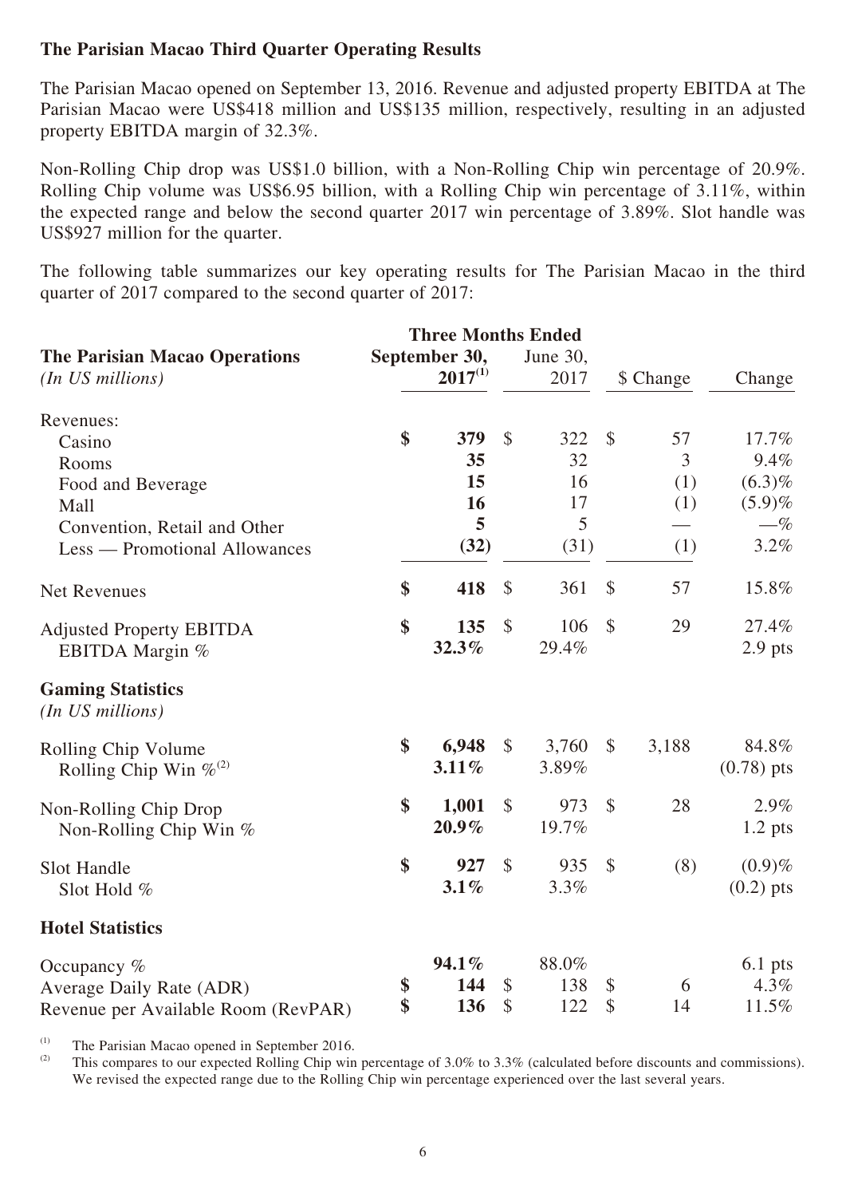**The Parisian Macao Third Quarter Operating Results**

The Parisian Macao opened on September 13, 2016. Revenue and adjusted property EBITDA at The Parisian Macao were US$418 million and US$135 million, respectively, resulting in an adjusted property EBITDA margin of 32.3%.

Non-Rolling Chip drop was US$1.0 billion, with a Non-Rolling Chip win percentage of 20.9%. Rolling Chip volume was US$6.95 billion, with a Rolling Chip win percentage of 3.11%, within the expected range and below the second quarter 2017 win percentage of 3.89%. Slot handle was US$927 million for the quarter.

The following table summarizes our key operating results for The Parisian Macao in the third quarter of 2017 compared to the second quarter of 2017:

| **The Parisian Macao Operations** *(In US millions)* | **Three Months Ended September 30, 2017**[1] | **Three Months Ended June 30, 2017** | $ Change | Change |
|---|---|---|---|---|
| Revenues: | | | | |
| Casino | **$ 379** | $ 322 | $ 57 | 17.7% |
| Rooms | **35** | 32 | 3 | 9.4% |
| Food and Beverage | **15** | 16 | (1) | (6.3)% |
| Mall | **16** | 17 | (1) | (5.9)% |
| Convention, Retail and Other | **5** | 5 | — | —% |
| Less — Promotional Allowances | **(32)** | (31) | (1) | 3.2% |
| Net Revenues | **$ 418** | $ 361 | $ 57 | 15.8% |
| Adjusted Property EBITDA | **$ 135** | $ 106 | $ 29 | 27.4% |
| EBITDA Margin % | **32.3%** | 29.4% | | 2.9 pts |
| **Gaming Statistics** *(In US millions)* | | | | |
| Rolling Chip Volume | **$ 6,948** | $ 3,760 | $ 3,188 | 84.8% |
| Rolling Chip Win %[2] | **3.11%** | 3.89% | | (0.78) pts |
| Non-Rolling Chip Drop | **$ 1,001** | $ 973 | $ 28 | 2.9% |
| Non-Rolling Chip Win % | **20.9%** | 19.7% | | 1.2 pts |
| Slot Handle | **$ 927** | $ 935 | $ (8) | (0.9)% |
| Slot Hold % | **3.1%** | 3.3% | | (0.2) pts |
| **Hotel Statistics** | | | | |
| Occupancy % | **94.1%** | 88.0% | | 6.1 pts |
| Average Daily Rate (ADR) | **$ 144** | $ 138 | $ 6 | 4.3% |
| Revenue per Available Room (RevPAR) | **$ 136** | $ 122 | $ 14 | 11.5% |

(1) The Parisian Macao opened in September 2016.

(2) This compares to our expected Rolling Chip win percentage of 3.0% to 3.3% (calculated before discounts and commissions). We revised the expected range due to the Rolling Chip win percentage experienced over the last several years.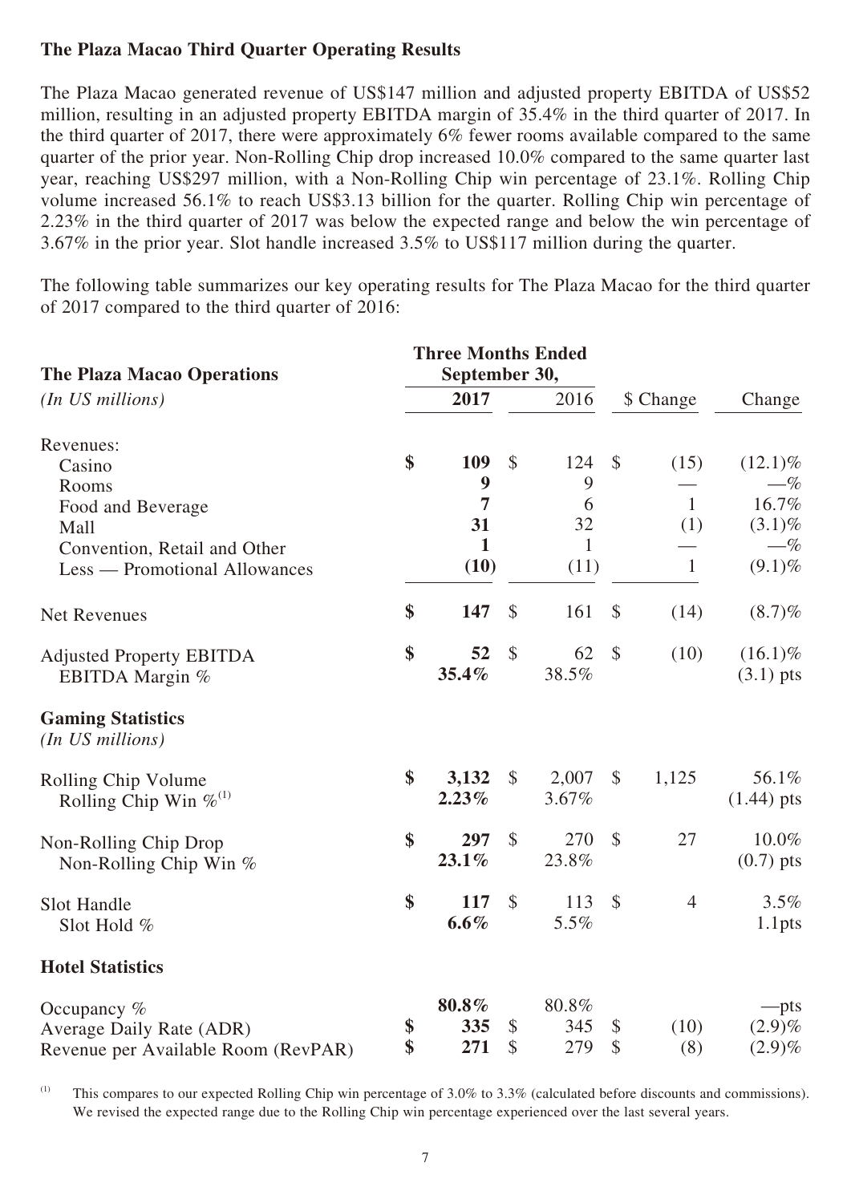**The Plaza Macao Third Quarter Operating Results**

The Plaza Macao generated revenue of US$147 million and adjusted property EBITDA of US$52 million, resulting in an adjusted property EBITDA margin of 35.4% in the third quarter of 2017. In the third quarter of 2017, there were approximately 6% fewer rooms available compared to the same quarter of the prior year. Non-Rolling Chip drop increased 10.0% compared to the same quarter last year, reaching US$297 million, with a Non-Rolling Chip win percentage of 23.1%. Rolling Chip volume increased 56.1% to reach US$3.13 billion for the quarter. Rolling Chip win percentage of 2.23% in the third quarter of 2017 was below the expected range and below the win percentage of 3.67% in the prior year. Slot handle increased 3.5% to US$117 million during the quarter.

The following table summarizes our key operating results for The Plaza Macao for the third quarter of 2017 compared to the third quarter of 2016:

| **The Plaza Macao Operations** *(In US millions)* | **Three Months Ended September 30,** **2017** | 2016 | $ Change | Change |
|---|---|---|---|---|
| Revenues: | | | | |
| Casino | **$ 109** | $ 124 | $ (15) | (12.1)% |
| Rooms | **9** | 9 | — | —% |
| Food and Beverage | **7** | 6 | 1 | 16.7% |
| Mall | **31** | 32 | (1) | (3.1)% |
| Convention, Retail and Other | **1** | 1 | — | —% |
| Less — Promotional Allowances | **(10)** | (11) | 1 | (9.1)% |
| Net Revenues | **$ 147** | $ 161 | $ (14) | (8.7)% |
| Adjusted Property EBITDA | **$ 52** | $ 62 | $ (10) | (16.1)% |
| EBITDA Margin % | **35.4%** | 38.5% | | (3.1) pts |
| **Gaming Statistics** *(In US millions)* | | | | |
| Rolling Chip Volume | **$ 3,132** | $ 2,007 | $ 1,125 | 56.1% |
| Rolling Chip Win %[(1)] | **2.23%** | 3.67% | | (1.44) pts |
| Non-Rolling Chip Drop | **$ 297** | $ 270 | $ 27 | 10.0% |
| Non-Rolling Chip Win % | **23.1%** | 23.8% | | (0.7) pts |
| Slot Handle | **$ 117** | $ 113 | $ 4 | 3.5% |
| Slot Hold % | **6.6%** | 5.5% | | 1.1pts |
| **Hotel Statistics** | | | | |
| Occupancy % | **80.8%** | 80.8% | | —pts |
| Average Daily Rate (ADR) | **$ 335** | $ 345 | $ (10) | (2.9)% |
| Revenue per Available Room (RevPAR) | **$ 271** | $ 279 | $ (8) | (2.9)% |

(1) This compares to our expected Rolling Chip win percentage of 3.0% to 3.3% (calculated before discounts and commissions). We revised the expected range due to the Rolling Chip win percentage experienced over the last several years.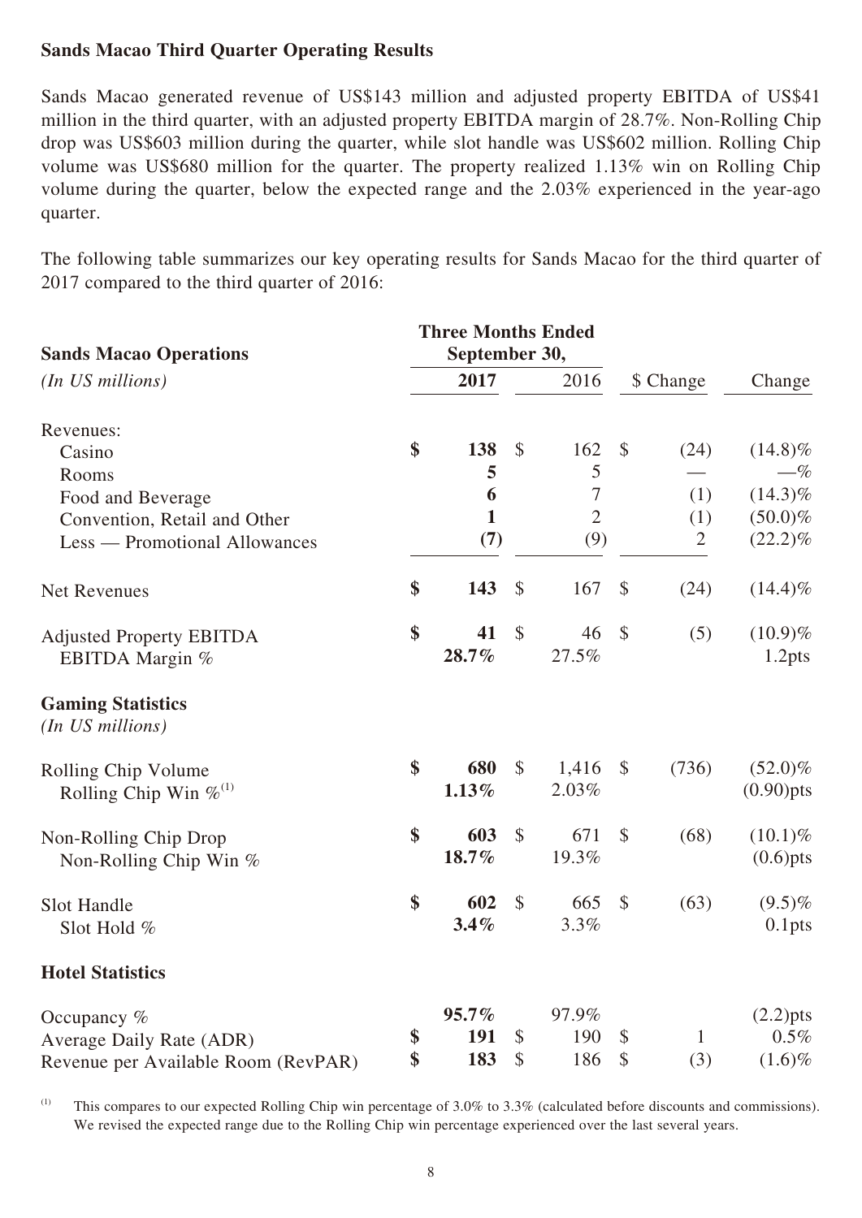**Sands Macao Third Quarter Operating Results**

Sands Macao generated revenue of US$143 million and adjusted property EBITDA of US$41 million in the third quarter, with an adjusted property EBITDA margin of 28.7%. Non-Rolling Chip drop was US$603 million during the quarter, while slot handle was US$602 million. Rolling Chip volume was US$680 million for the quarter. The property realized 1.13% win on Rolling Chip volume during the quarter, below the expected range and the 2.03% experienced in the year-ago quarter.

The following table summarizes our key operating results for Sands Macao for the third quarter of 2017 compared to the third quarter of 2016:

| **Sands Macao Operations** | **Three Months Ended September 30,** | | | |
|---|---|---|---|---|
| *(In US millions)* | **2017** | 2016 | $ Change | Change |
| Revenues: | | | | |
| Casino | **$ 138** | $ 162 | $ (24) | (14.8)% |
| Rooms | **5** | 5 | — | —% |
| Food and Beverage | **6** | 7 | (1) | (14.3)% |
| Convention, Retail and Other | **1** | 2 | (1) | (50.0)% |
| Less — Promotional Allowances | **(7)** | (9) | 2 | (22.2)% |
| Net Revenues | **$ 143** | $ 167 | $ (24) | (14.4)% |
| Adjusted Property EBITDA | **$ 41** | $ 46 | $ (5) | (10.9)% |
| EBITDA Margin % | **28.7%** | 27.5% | | 1.2pts |
| **Gaming Statistics** | | | | |
| *(In US millions)* | | | | |
| Rolling Chip Volume | **$ 680** | $ 1,416 | $ (736) | (52.0)% |
| Rolling Chip Win %[(1)] | **1.13%** | 2.03% | | (0.90)pts |
| Non-Rolling Chip Drop | **$ 603** | $ 671 | $ (68) | (10.1)% |
| Non-Rolling Chip Win % | **18.7%** | 19.3% | | (0.6)pts |
| Slot Handle | **$ 602** | $ 665 | $ (63) | (9.5)% |
| Slot Hold % | **3.4%** | 3.3% | | 0.1pts |
| **Hotel Statistics** | | | | |
| Occupancy % | **95.7%** | 97.9% | | (2.2)pts |
| Average Daily Rate (ADR) | **$ 191** | $ 190 | $ 1 | 0.5% |
| Revenue per Available Room (RevPAR) | **$ 183** | $ 186 | $ (3) | (1.6)% |

(1) This compares to our expected Rolling Chip win percentage of 3.0% to 3.3% (calculated before discounts and commissions). We revised the expected range due to the Rolling Chip win percentage experienced over the last several years.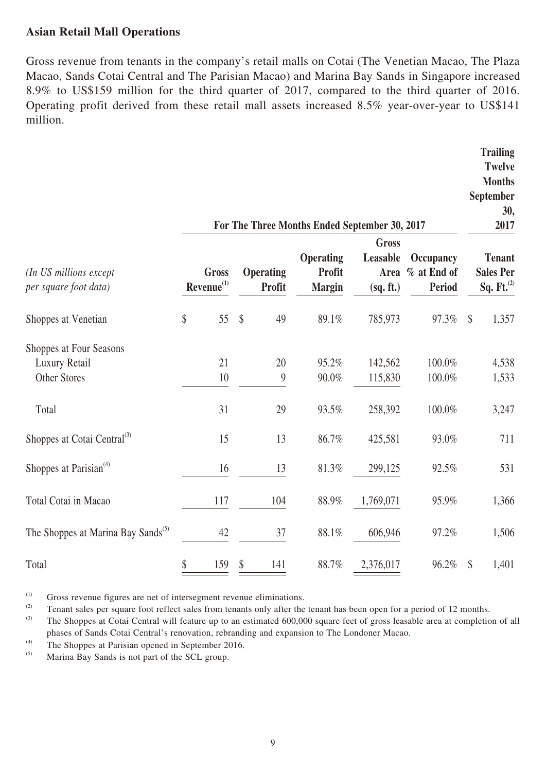**Asian Retail Mall Operations**

Gross revenue from tenants in the company's retail malls on Cotai (The Venetian Macao, The Plaza Macao, Sands Cotai Central and The Parisian Macao) and Marina Bay Sands in Singapore increased 8.9% to US$159 million for the third quarter of 2017, compared to the third quarter of 2016. Operating profit derived from these retail mall assets increased 8.5% year-over-year to US$141 million.

| | For The Three Months Ended September 30, 2017 | | | | | Trailing Twelve Months September 30, 2017 |
|---|---|---|---|---|---|---|
| *(In US millions except per square foot data)* | Gross Revenue[(1)] | Operating Profit | Operating Profit Margin | Gross Leasable Area (sq. ft.) | Occupancy % at End of Period | Tenant Sales Per Sq. Ft.[(2)] |
| Shoppes at Venetian | $ 55 | $ 49 | 89.1% | 785,973 | 97.3% | $ 1,357 |
| Shoppes at Four Seasons | | | | | | |
| Luxury Retail | 21 | 20 | 95.2% | 142,562 | 100.0% | 4,538 |
| Other Stores | 10 | 9 | 90.0% | 115,830 | 100.0% | 1,533 |
| Total | 31 | 29 | 93.5% | 258,392 | 100.0% | 3,247 |
| Shoppes at Cotai Central[(3)] | 15 | 13 | 86.7% | 425,581 | 93.0% | 711 |
| Shoppes at Parisian[(4)] | 16 | 13 | 81.3% | 299,125 | 92.5% | 531 |
| Total Cotai in Macao | 117 | 104 | 88.9% | 1,769,071 | 95.9% | 1,366 |
| The Shoppes at Marina Bay Sands[(5)] | 42 | 37 | 88.1% | 606,946 | 97.2% | 1,506 |
| Total | $ 159 | $ 141 | 88.7% | 2,376,017 | 96.2% | $ 1,401 |

(1) Gross revenue figures are net of intersegment revenue eliminations.

(2) Tenant sales per square foot reflect sales from tenants only after the tenant has been open for a period of 12 months.

(3) The Shoppes at Cotai Central will feature up to an estimated 600,000 square feet of gross leasable area at completion of all phases of Sands Cotai Central's renovation, rebranding and expansion to The Londoner Macao.

(4) The Shoppes at Parisian opened in September 2016.

(5) Marina Bay Sands is not part of the SCL group.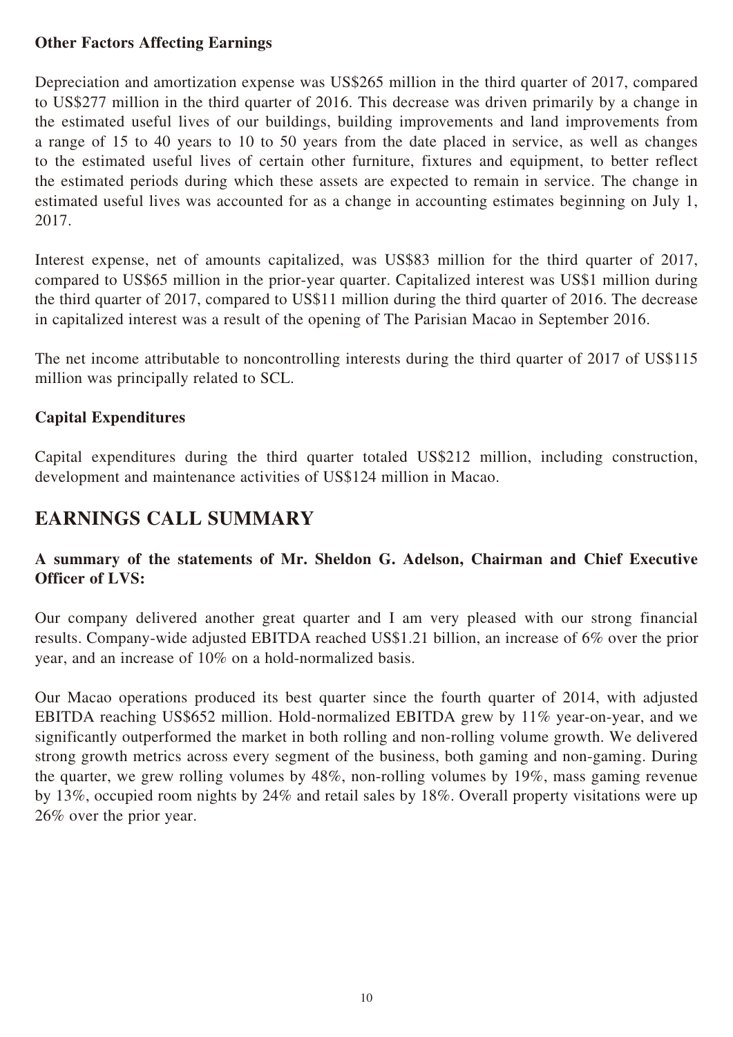**Other Factors Affecting Earnings**

Depreciation and amortization expense was US$265 million in the third quarter of 2017, compared to US$277 million in the third quarter of 2016. This decrease was driven primarily by a change in the estimated useful lives of our buildings, building improvements and land improvements from a range of 15 to 40 years to 10 to 50 years from the date placed in service, as well as changes to the estimated useful lives of certain other furniture, fixtures and equipment, to better reflect the estimated periods during which these assets are expected to remain in service. The change in estimated useful lives was accounted for as a change in accounting estimates beginning on July 1, 2017.

Interest expense, net of amounts capitalized, was US$83 million for the third quarter of 2017, compared to US$65 million in the prior-year quarter. Capitalized interest was US$1 million during the third quarter of 2017, compared to US$11 million during the third quarter of 2016. The decrease in capitalized interest was a result of the opening of The Parisian Macao in September 2016.

The net income attributable to noncontrolling interests during the third quarter of 2017 of US$115 million was principally related to SCL.

**Capital Expenditures**

Capital expenditures during the third quarter totaled US$212 million, including construction, development and maintenance activities of US$124 million in Macao.

## EARNINGS CALL SUMMARY

**A summary of the statements of Mr. Sheldon G. Adelson, Chairman and Chief Executive Officer of LVS:**

Our company delivered another great quarter and I am very pleased with our strong financial results. Company-wide adjusted EBITDA reached US$1.21 billion, an increase of 6% over the prior year, and an increase of 10% on a hold-normalized basis.

Our Macao operations produced its best quarter since the fourth quarter of 2014, with adjusted EBITDA reaching US$652 million. Hold-normalized EBITDA grew by 11% year-on-year, and we significantly outperformed the market in both rolling and non-rolling volume growth. We delivered strong growth metrics across every segment of the business, both gaming and non-gaming. During the quarter, we grew rolling volumes by 48%, non-rolling volumes by 19%, mass gaming revenue by 13%, occupied room nights by 24% and retail sales by 18%. Overall property visitations were up 26% over the prior year.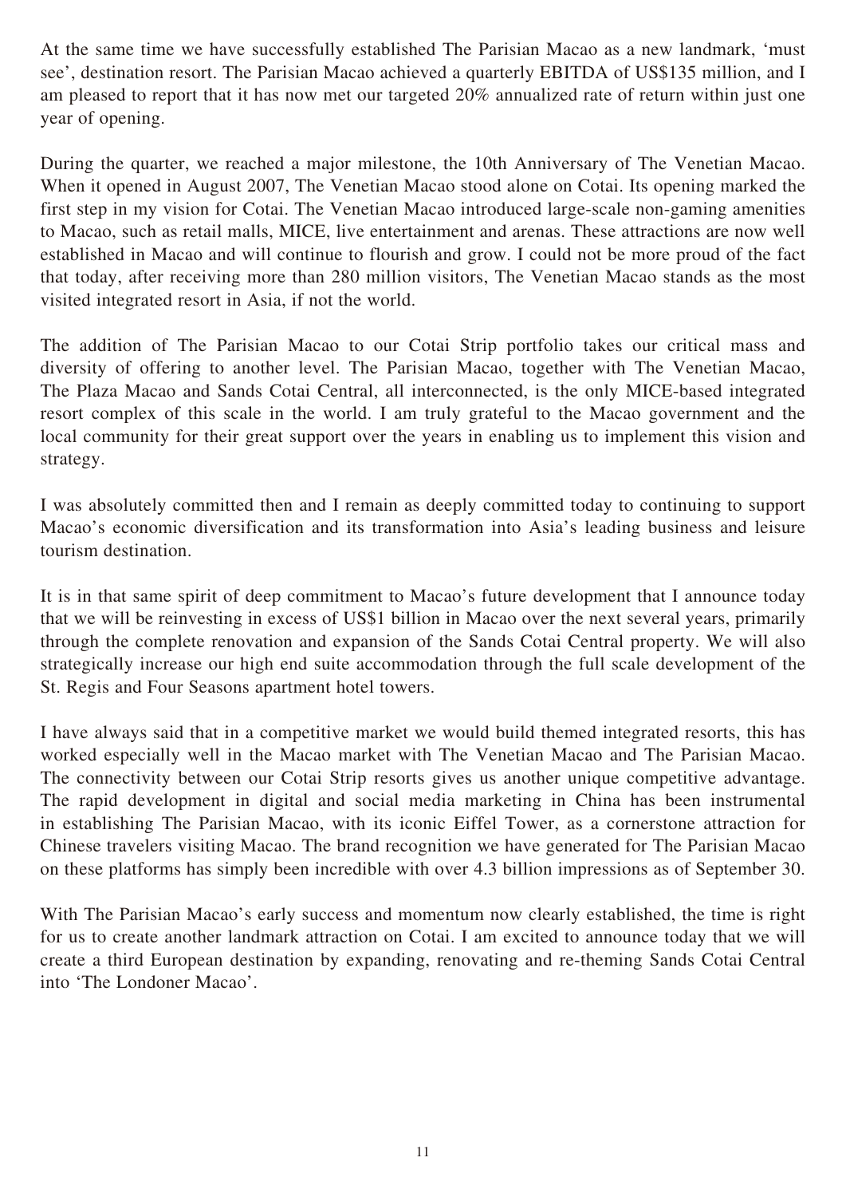At the same time we have successfully established The Parisian Macao as a new landmark, 'must see', destination resort. The Parisian Macao achieved a quarterly EBITDA of US$135 million, and I am pleased to report that it has now met our targeted 20% annualized rate of return within just one year of opening.

During the quarter, we reached a major milestone, the 10th Anniversary of The Venetian Macao. When it opened in August 2007, The Venetian Macao stood alone on Cotai. Its opening marked the first step in my vision for Cotai. The Venetian Macao introduced large-scale non-gaming amenities to Macao, such as retail malls, MICE, live entertainment and arenas. These attractions are now well established in Macao and will continue to flourish and grow. I could not be more proud of the fact that today, after receiving more than 280 million visitors, The Venetian Macao stands as the most visited integrated resort in Asia, if not the world.

The addition of The Parisian Macao to our Cotai Strip portfolio takes our critical mass and diversity of offering to another level. The Parisian Macao, together with The Venetian Macao, The Plaza Macao and Sands Cotai Central, all interconnected, is the only MICE-based integrated resort complex of this scale in the world. I am truly grateful to the Macao government and the local community for their great support over the years in enabling us to implement this vision and strategy.

I was absolutely committed then and I remain as deeply committed today to continuing to support Macao's economic diversification and its transformation into Asia's leading business and leisure tourism destination.

It is in that same spirit of deep commitment to Macao's future development that I announce today that we will be reinvesting in excess of US$1 billion in Macao over the next several years, primarily through the complete renovation and expansion of the Sands Cotai Central property. We will also strategically increase our high end suite accommodation through the full scale development of the St. Regis and Four Seasons apartment hotel towers.

I have always said that in a competitive market we would build themed integrated resorts, this has worked especially well in the Macao market with The Venetian Macao and The Parisian Macao. The connectivity between our Cotai Strip resorts gives us another unique competitive advantage. The rapid development in digital and social media marketing in China has been instrumental in establishing The Parisian Macao, with its iconic Eiffel Tower, as a cornerstone attraction for Chinese travelers visiting Macao. The brand recognition we have generated for The Parisian Macao on these platforms has simply been incredible with over 4.3 billion impressions as of September 30.

With The Parisian Macao's early success and momentum now clearly established, the time is right for us to create another landmark attraction on Cotai. I am excited to announce today that we will create a third European destination by expanding, renovating and re-theming Sands Cotai Central into 'The Londoner Macao'.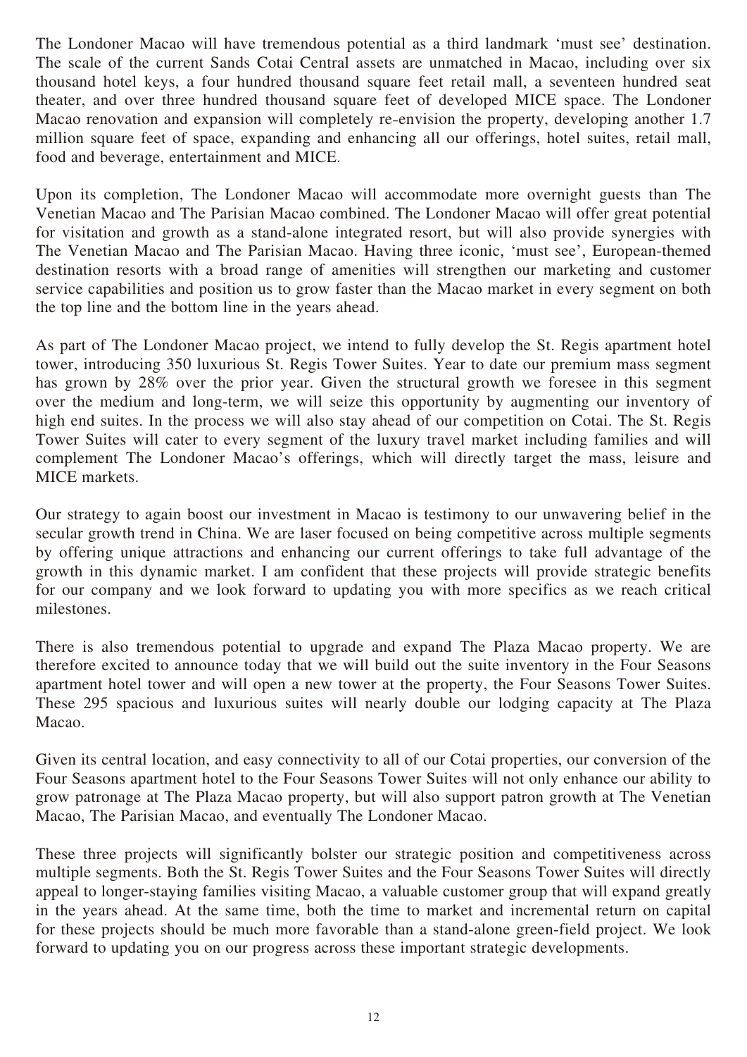The Londoner Macao will have tremendous potential as a third landmark 'must see' destination. The scale of the current Sands Cotai Central assets are unmatched in Macao, including over six thousand hotel keys, a four hundred thousand square feet retail mall, a seventeen hundred seat theater, and over three hundred thousand square feet of developed MICE space. The Londoner Macao renovation and expansion will completely re-envision the property, developing another 1.7 million square feet of space, expanding and enhancing all our offerings, hotel suites, retail mall, food and beverage, entertainment and MICE.

Upon its completion, The Londoner Macao will accommodate more overnight guests than The Venetian Macao and The Parisian Macao combined. The Londoner Macao will offer great potential for visitation and growth as a stand-alone integrated resort, but will also provide synergies with The Venetian Macao and The Parisian Macao. Having three iconic, 'must see', European-themed destination resorts with a broad range of amenities will strengthen our marketing and customer service capabilities and position us to grow faster than the Macao market in every segment on both the top line and the bottom line in the years ahead.

As part of The Londoner Macao project, we intend to fully develop the St. Regis apartment hotel tower, introducing 350 luxurious St. Regis Tower Suites. Year to date our premium mass segment has grown by 28% over the prior year. Given the structural growth we foresee in this segment over the medium and long-term, we will seize this opportunity by augmenting our inventory of high end suites. In the process we will also stay ahead of our competition on Cotai. The St. Regis Tower Suites will cater to every segment of the luxury travel market including families and will complement The Londoner Macao's offerings, which will directly target the mass, leisure and MICE markets.

Our strategy to again boost our investment in Macao is testimony to our unwavering belief in the secular growth trend in China. We are laser focused on being competitive across multiple segments by offering unique attractions and enhancing our current offerings to take full advantage of the growth in this dynamic market. I am confident that these projects will provide strategic benefits for our company and we look forward to updating you with more specifics as we reach critical milestones.

There is also tremendous potential to upgrade and expand The Plaza Macao property. We are therefore excited to announce today that we will build out the suite inventory in the Four Seasons apartment hotel tower and will open a new tower at the property, the Four Seasons Tower Suites. These 295 spacious and luxurious suites will nearly double our lodging capacity at The Plaza Macao.

Given its central location, and easy connectivity to all of our Cotai properties, our conversion of the Four Seasons apartment hotel to the Four Seasons Tower Suites will not only enhance our ability to grow patronage at The Plaza Macao property, but will also support patron growth at The Venetian Macao, The Parisian Macao, and eventually The Londoner Macao.

These three projects will significantly bolster our strategic position and competitiveness across multiple segments. Both the St. Regis Tower Suites and the Four Seasons Tower Suites will directly appeal to longer-staying families visiting Macao, a valuable customer group that will expand greatly in the years ahead. At the same time, both the time to market and incremental return on capital for these projects should be much more favorable than a stand-alone green-field project. We look forward to updating you on our progress across these important strategic developments.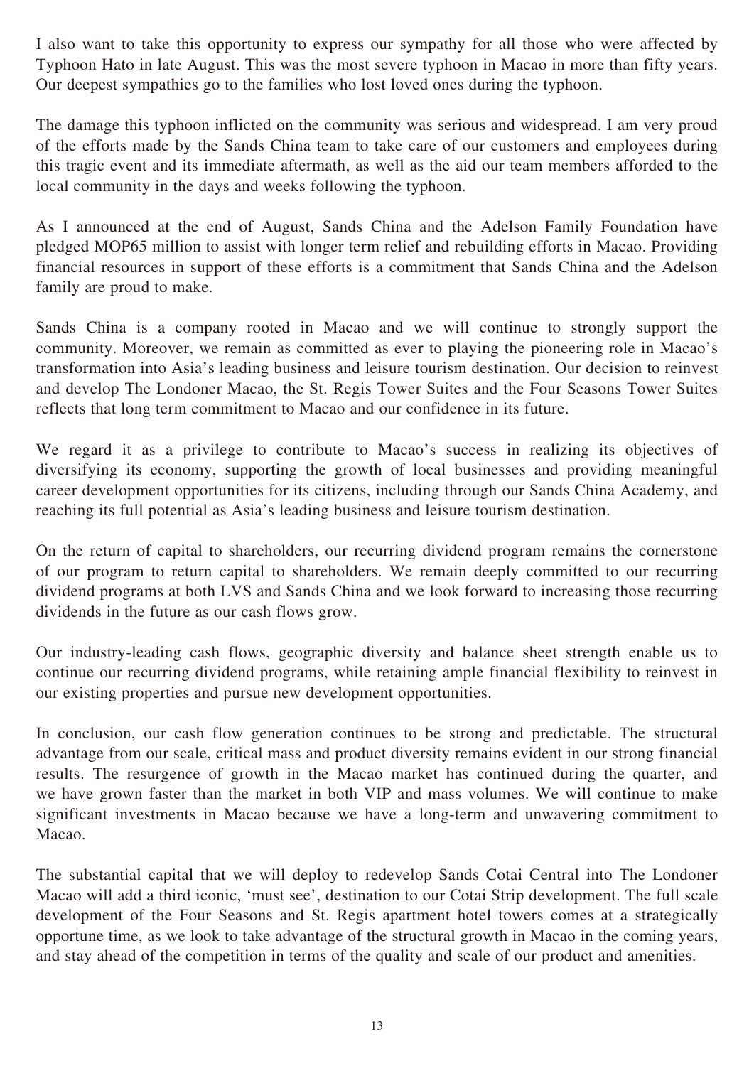I also want to take this opportunity to express our sympathy for all those who were affected by Typhoon Hato in late August. This was the most severe typhoon in Macao in more than fifty years. Our deepest sympathies go to the families who lost loved ones during the typhoon.

The damage this typhoon inflicted on the community was serious and widespread. I am very proud of the efforts made by the Sands China team to take care of our customers and employees during this tragic event and its immediate aftermath, as well as the aid our team members afforded to the local community in the days and weeks following the typhoon.

As I announced at the end of August, Sands China and the Adelson Family Foundation have pledged MOP65 million to assist with longer term relief and rebuilding efforts in Macao. Providing financial resources in support of these efforts is a commitment that Sands China and the Adelson family are proud to make.

Sands China is a company rooted in Macao and we will continue to strongly support the community. Moreover, we remain as committed as ever to playing the pioneering role in Macao's transformation into Asia's leading business and leisure tourism destination. Our decision to reinvest and develop The Londoner Macao, the St. Regis Tower Suites and the Four Seasons Tower Suites reflects that long term commitment to Macao and our confidence in its future.

We regard it as a privilege to contribute to Macao's success in realizing its objectives of diversifying its economy, supporting the growth of local businesses and providing meaningful career development opportunities for its citizens, including through our Sands China Academy, and reaching its full potential as Asia's leading business and leisure tourism destination.

On the return of capital to shareholders, our recurring dividend program remains the cornerstone of our program to return capital to shareholders. We remain deeply committed to our recurring dividend programs at both LVS and Sands China and we look forward to increasing those recurring dividends in the future as our cash flows grow.

Our industry-leading cash flows, geographic diversity and balance sheet strength enable us to continue our recurring dividend programs, while retaining ample financial flexibility to reinvest in our existing properties and pursue new development opportunities.

In conclusion, our cash flow generation continues to be strong and predictable. The structural advantage from our scale, critical mass and product diversity remains evident in our strong financial results. The resurgence of growth in the Macao market has continued during the quarter, and we have grown faster than the market in both VIP and mass volumes. We will continue to make significant investments in Macao because we have a long-term and unwavering commitment to Macao.

The substantial capital that we will deploy to redevelop Sands Cotai Central into The Londoner Macao will add a third iconic, 'must see', destination to our Cotai Strip development. The full scale development of the Four Seasons and St. Regis apartment hotel towers comes at a strategically opportune time, as we look to take advantage of the structural growth in Macao in the coming years, and stay ahead of the competition in terms of the quality and scale of our product and amenities.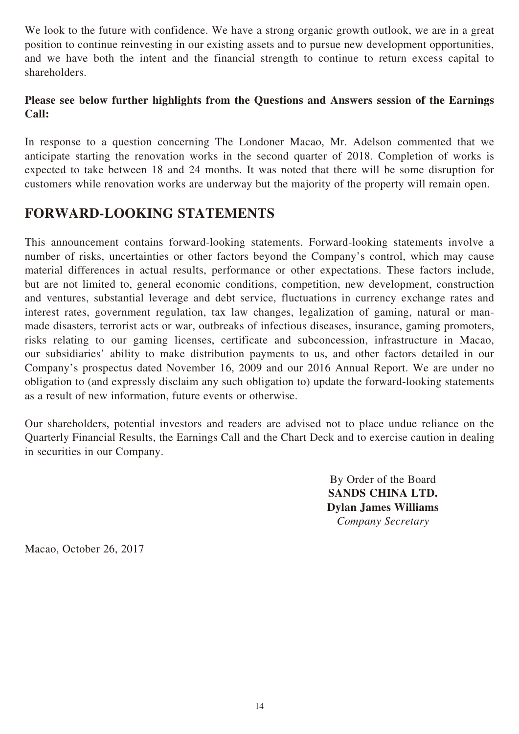We look to the future with confidence. We have a strong organic growth outlook, we are in a great position to continue reinvesting in our existing assets and to pursue new development opportunities, and we have both the intent and the financial strength to continue to return excess capital to shareholders.

**Please see below further highlights from the Questions and Answers session of the Earnings Call:**

In response to a question concerning The Londoner Macao, Mr. Adelson commented that we anticipate starting the renovation works in the second quarter of 2018. Completion of works is expected to take between 18 and 24 months. It was noted that there will be some disruption for customers while renovation works are underway but the majority of the property will remain open.

## FORWARD-LOOKING STATEMENTS

This announcement contains forward-looking statements. Forward-looking statements involve a number of risks, uncertainties or other factors beyond the Company's control, which may cause material differences in actual results, performance or other expectations. These factors include, but are not limited to, general economic conditions, competition, new development, construction and ventures, substantial leverage and debt service, fluctuations in currency exchange rates and interest rates, government regulation, tax law changes, legalization of gaming, natural or man-made disasters, terrorist acts or war, outbreaks of infectious diseases, insurance, gaming promoters, risks relating to our gaming licenses, certificate and subconcession, infrastructure in Macao, our subsidiaries' ability to make distribution payments to us, and other factors detailed in our Company's prospectus dated November 16, 2009 and our 2016 Annual Report. We are under no obligation to (and expressly disclaim any such obligation to) update the forward-looking statements as a result of new information, future events or otherwise.

Our shareholders, potential investors and readers are advised not to place undue reliance on the Quarterly Financial Results, the Earnings Call and the Chart Deck and to exercise caution in dealing in securities in our Company.

By Order of the Board
**SANDS CHINA LTD.**
**Dylan James Williams**
*Company Secretary*

Macao, October 26, 2017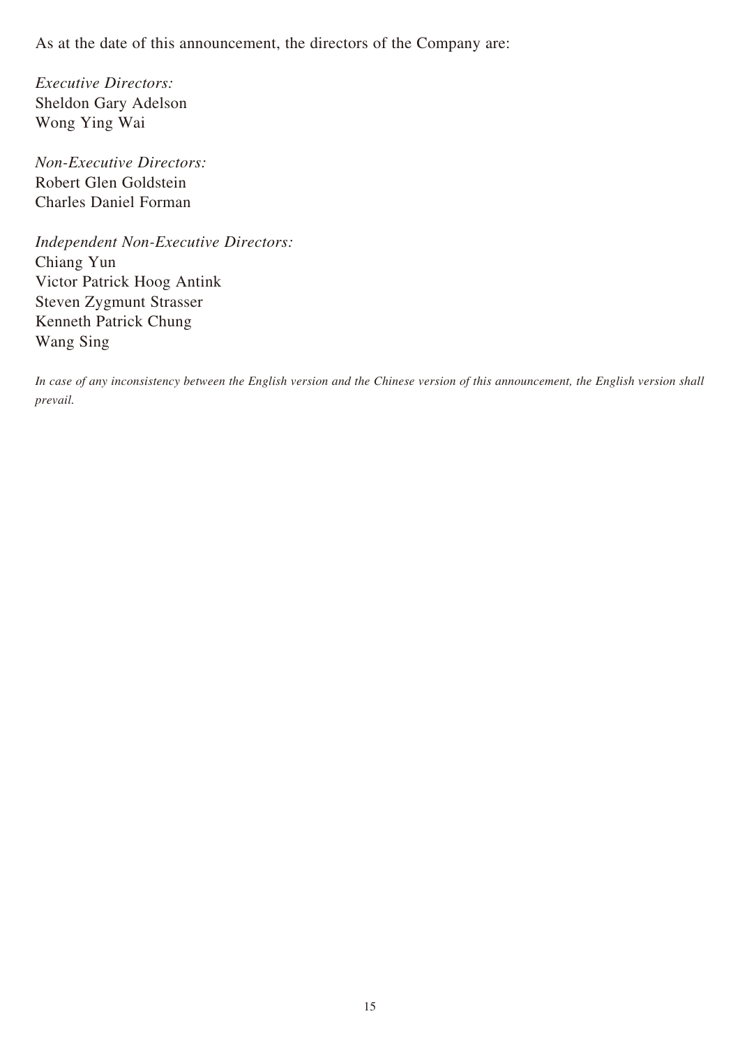As at the date of this announcement, the directors of the Company are:

*Executive Directors:*
Sheldon Gary Adelson
Wong Ying Wai

*Non-Executive Directors:*
Robert Glen Goldstein
Charles Daniel Forman

*Independent Non-Executive Directors:*
Chiang Yun
Victor Patrick Hoog Antink
Steven Zygmunt Strasser
Kenneth Patrick Chung
Wang Sing

*In case of any inconsistency between the English version and the Chinese version of this announcement, the English version shall prevail.*